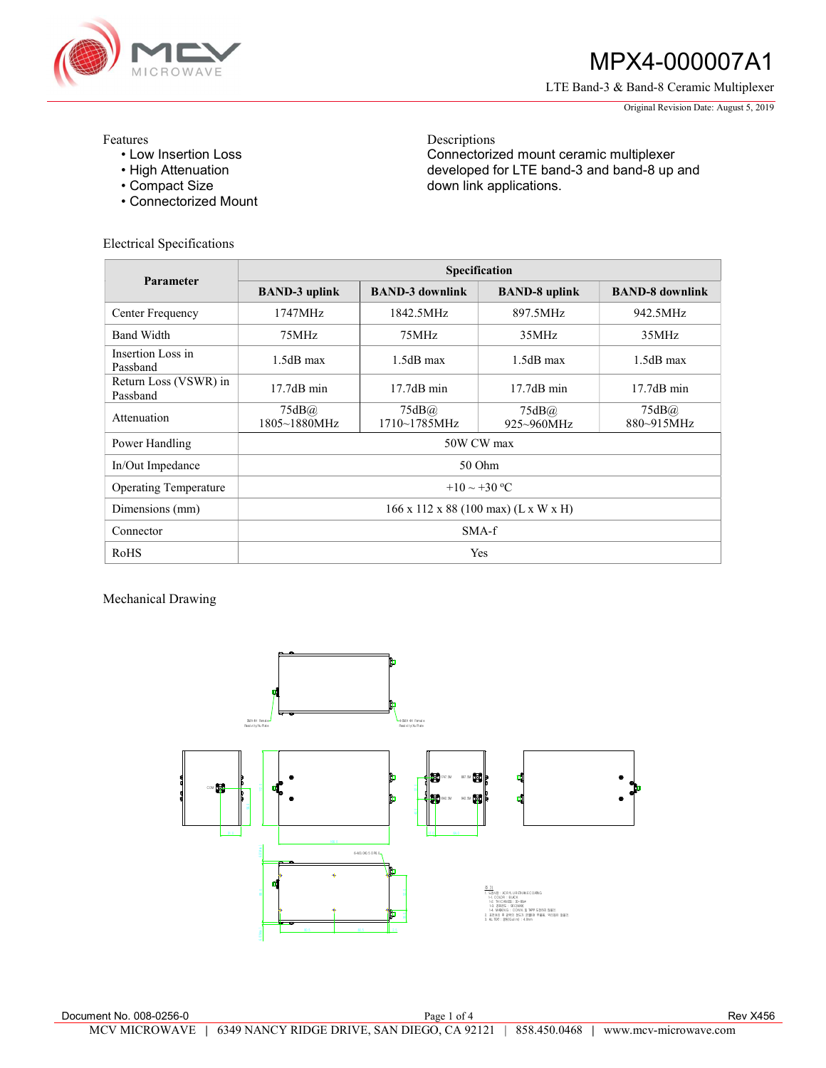# MPX4-000007A1

LTE Band-3 & Band-8 Ceramic Multiplexer

Original Revision Date: August 5, 2019

Features
- Low Insertion Loss
- High Attenuation
- Compact Size
- Connectorized Mount

Descriptions
Connectorized mount ceramic multiplexer developed for LTE band-3 and band-8 up and down link applications.

Electrical Specifications

| Parameter | Specification | | | |
|---|---|---|---|---|
| | BAND-3 uplink | BAND-3 downlink | BAND-8 uplink | BAND-8 downlink |
| Center Frequency | 1747MHz | 1842.5MHz | 897.5MHz | 942.5MHz |
| Band Width | 75MHz | 75MHz | 35MHz | 35MHz |
| Insertion Loss in Passband | 1.5dB max | 1.5dB max | 1.5dB max | 1.5dB max |
| Return Loss (VSWR) in Passband | 17.7dB min | 17.7dB min | 17.7dB min | 17.7dB min |
| Attenuation | 75dB@ 1805~1880MHz | 75dB@ 1710~1785MHz | 75dB@ 925~960MHz | 75dB@ 880~915MHz |
| Power Handling | 50W CW max | | | |
| In/Out Impedance | 50 Ohm | | | |
| Operating Temperature | +10 ~ +30 ºC | | | |
| Dimensions (mm) | 166 x 112 x 88 (100 max) (L x W x H) | | | |
| Connector | SMA-f | | | |
| RoHS | Yes | | | |

Mechanical Drawing

Document No. 008-0256-0

Rev X456

MCV MICROWAVE | 6349 NANCY RIDGE DRIVE, SAN DIEGO, CA 92121 | 858.450.0468 | www.mcv-microwave.com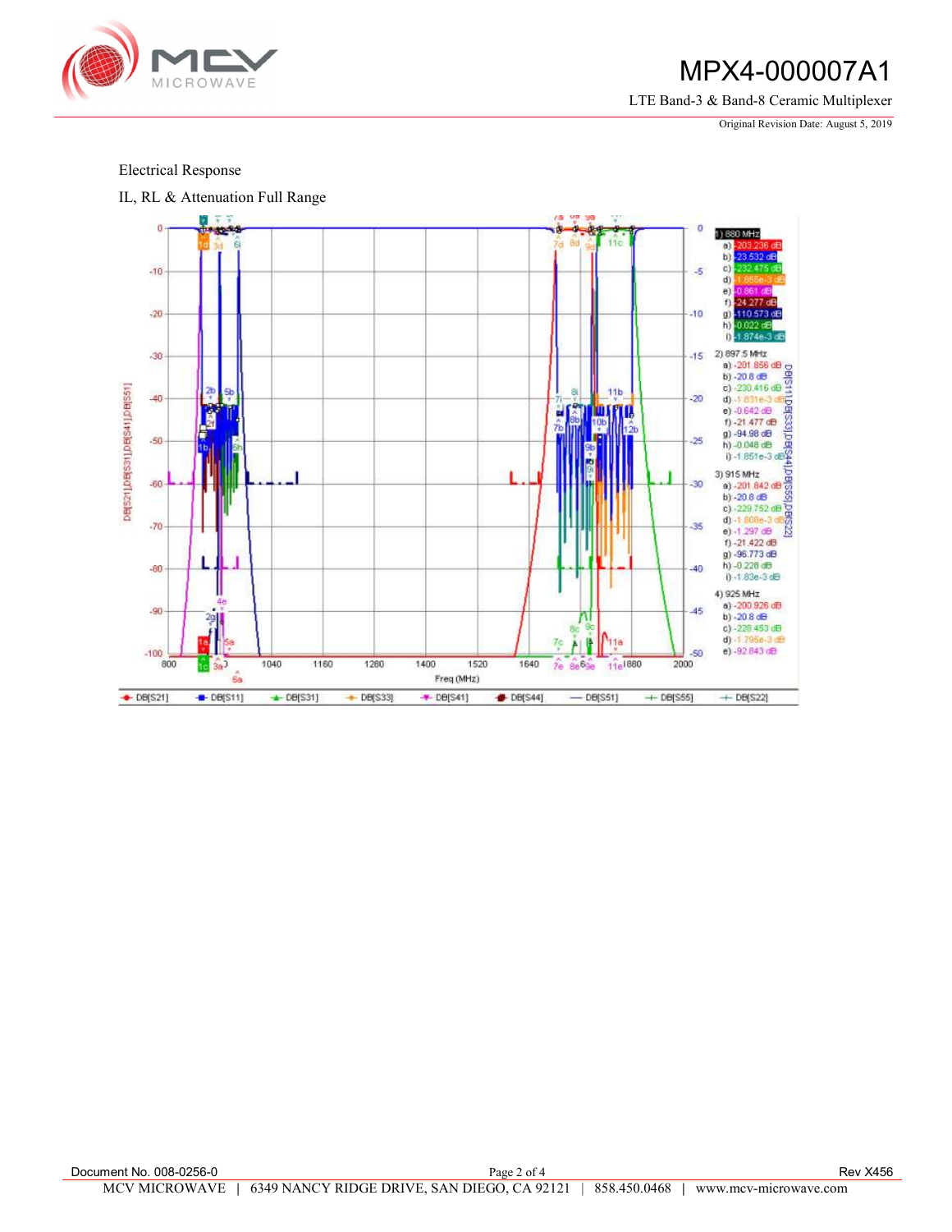Electrical Response

IL, RL & Attenuation Full Range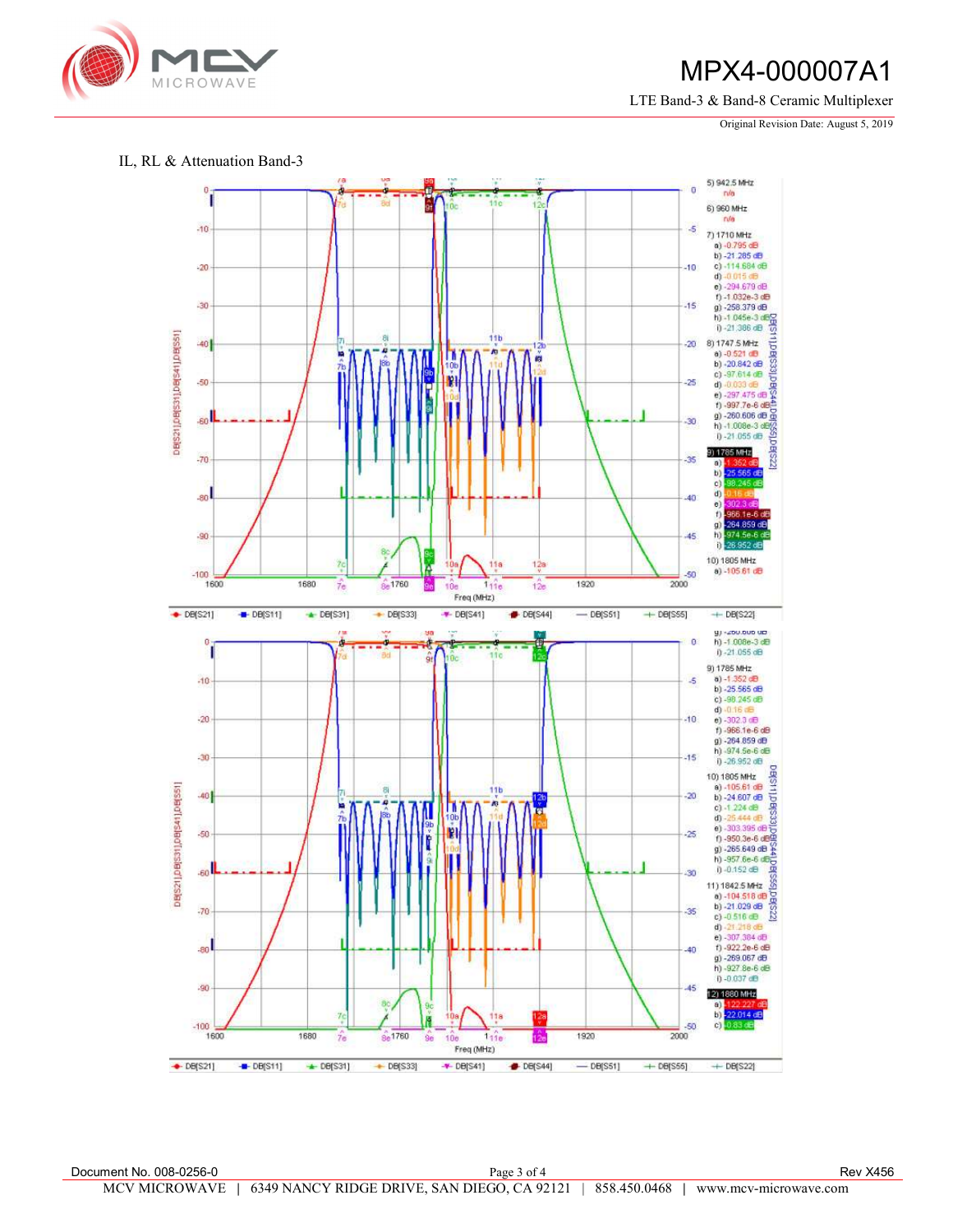# MPX4-000007A1

LTE Band-3 & Band-8 Ceramic Multiplexer

Original Revision Date: August 5, 2019

IL, RL & Attenuation Band-3

5) 942.5 MHz
n/a

6) 960 MHz
n/a

7) 1710 MHz
a) -0.795 dB
b) -21.285 dB
c) -114.684 dB
d) -0.015 dB
e) -294.679 dB
f) -1.032e-3 dB
g) -258.379 dB
h) -1.045e-3 dB
i) -21.306 dB

8) 1747.5 MHz
a) -0.521 dB
b) -20.842 dB
c) -97.614 dB
d) -0.033 dB
e) -297.475 dB
f) -997.7e-6 dB
g) -260.606 dB
h) -1.008e-3 dB
i) -21.055 dB

9) 1785 MHz
a) -1.352 dB
b) -25.565 dB
c) -98.245 dB
d) -0.16 dB
e) -302.3 dB
f) -966.1e-6 dB
g) -264.859 dB
h) -974.5e-6 dB
i) -26.952 dB

10) 1805 MHz
a) -105.61 dB

DB[S21] DB[S11] DB[S31] DB[S33] DB[S41] DB[S44] DB[S51] DB[S55] DB[S22]

h) -1.008e-3 dB
i) -21.055 dB

9) 1785 MHz
a) -1.352 dB
b) -25.565 dB
c) -98.245 dB
d) -0.16 dB
e) -302.3 dB
f) -966.1e-6 dB
g) -264.859 dB
h) -974.5e-6 dB
i) -26.952 dB

10) 1805 MHz
a) -105.61 dB
b) -24.607 dB
c) -1.224 dB
d) -25.444 dB
e) -303.395 dB
f) -950.3e-6 dB
g) -265.649 dB
h) -957.6e-6 dB
i) -0.152 dB

11) 1842.5 MHz
a) -104.518 dB
b) -21.029 dB
c) -0.516 dB
d) -21.218 dB
e) -307.384 dB
f) -922.2e-6 dB
g) -269.067 dB
h) -927.8e-6 dB
i) -0.037 dB

12) 1880 MHz
a) -122.227 dB
b) -22.014 dB
c) -0.83 dB

DB[S21] DB[S11] DB[S31] DB[S33] DB[S41] DB[S44] DB[S51] DB[S55] DB[S22]

Document No. 008-0256-0 | Rev X456

MCV MICROWAVE | 6349 NANCY RIDGE DRIVE, SAN DIEGO, CA 92121 | 858.450.0468 | www.mcv-microwave.com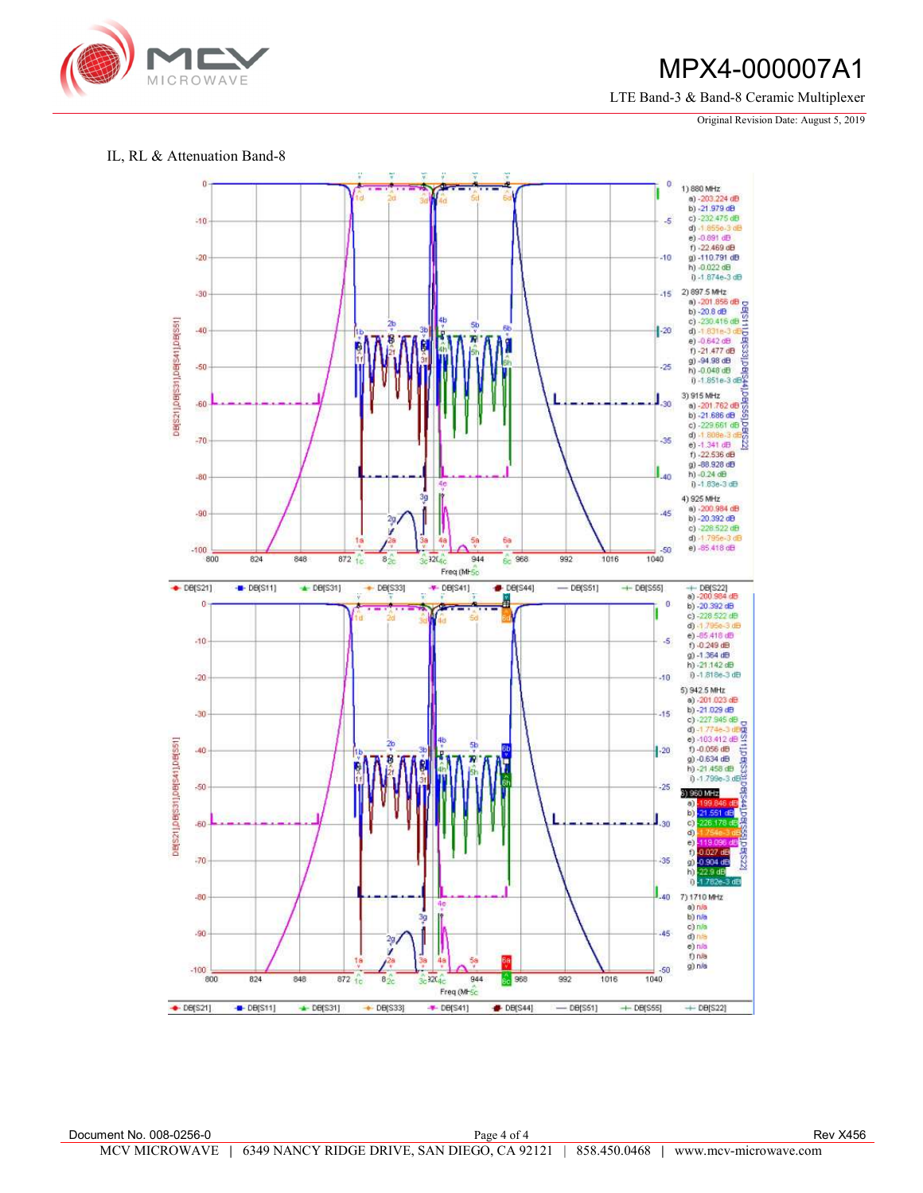# MPX4-000007A1

LTE Band-3 & Band-8 Ceramic Multiplexer

Original Revision Date: August 5, 2019

IL, RL & Attenuation Band-8

1) 880 MHz
a) -203.224 dB
b) -21.979 dB
c) -232.475 dB
d) -1.855e-3 dB
e) -0.091 dB
f) -22.469 dB
g) -110.791 dB
h) -0.022 dB
i) -1.874e-3 dB

2) 897.5 MHz
a) -201.856 dB
b) -20.8 dB
c) -230.415 dB
d) -1.831e-3 dB
e) -0.642 dB
f) -21.477 dB
g) -94.98 dB
h) -0.048 dB
i) -1.851e-3 dB

3) 915 MHz
a) -201.762 dB
b) -21.686 dB
c) -229.661 dB
d) -1.808e-3 dB
e) -1.341 dB
f) -22.536 dB
g) -88.928 dB
h) -0.24 dB
i) -1.83e-3 dB

4) 925 MHz
a) -200.984 dB
b) -20.392 dB
c) -228.522 dB
d) -1.795e-3 dB
e) -85.418 dB

DB[S21] DB[S11] DB[S31] DB[S33] DB[S41] DB[S44] DB[S51] DB[S55] DB[S22]

4) 925 MHz (cont.)
a) -200.984 dB
b) -20.392 dB
c) -228.522 dB
d) -1.795e-3 dB
e) -85.418 dB
f) -0.249 dB
g) -1.364 dB
h) -21.142 dB
i) -1.818e-3 dB

5) 942.5 MHz
a) -201.023 dB
b) -21.029 dB
c) -227.945 dB
d) -1.774e-3 dB
e) -103.412 dB
f) -0.056 dB
g) -0.634 dB
h) -21.458 dB
i) -1.799e-3 dB

6) 960 MHz
a) -199.846 dB
b) -21.551 dB
c) -226.178 dB
d) -1.754e-3 dB
e) -119.096 dB
f) -0.027 dB
g) -0.904 dB
h) -22.9 dB
i) -1.782e-3 dB

7) 1710 MHz
a) n/a
b) n/a
c) n/a
d) n/a
e) n/a
f) n/a
g) n/a

Freq (MHz): 800 824 848 872 896 920 944 968 992 1016 1040

DB[S21] DB[S11] DB[S31] DB[S33] DB[S41] DB[S44] DB[S51] DB[S55] DB[S22]

Document No. 008-0256-0

Rev X456

MCV MICROWAVE | 6349 NANCY RIDGE DRIVE, SAN DIEGO, CA 92121 | 858.450.0468 | www.mcv-microwave.com